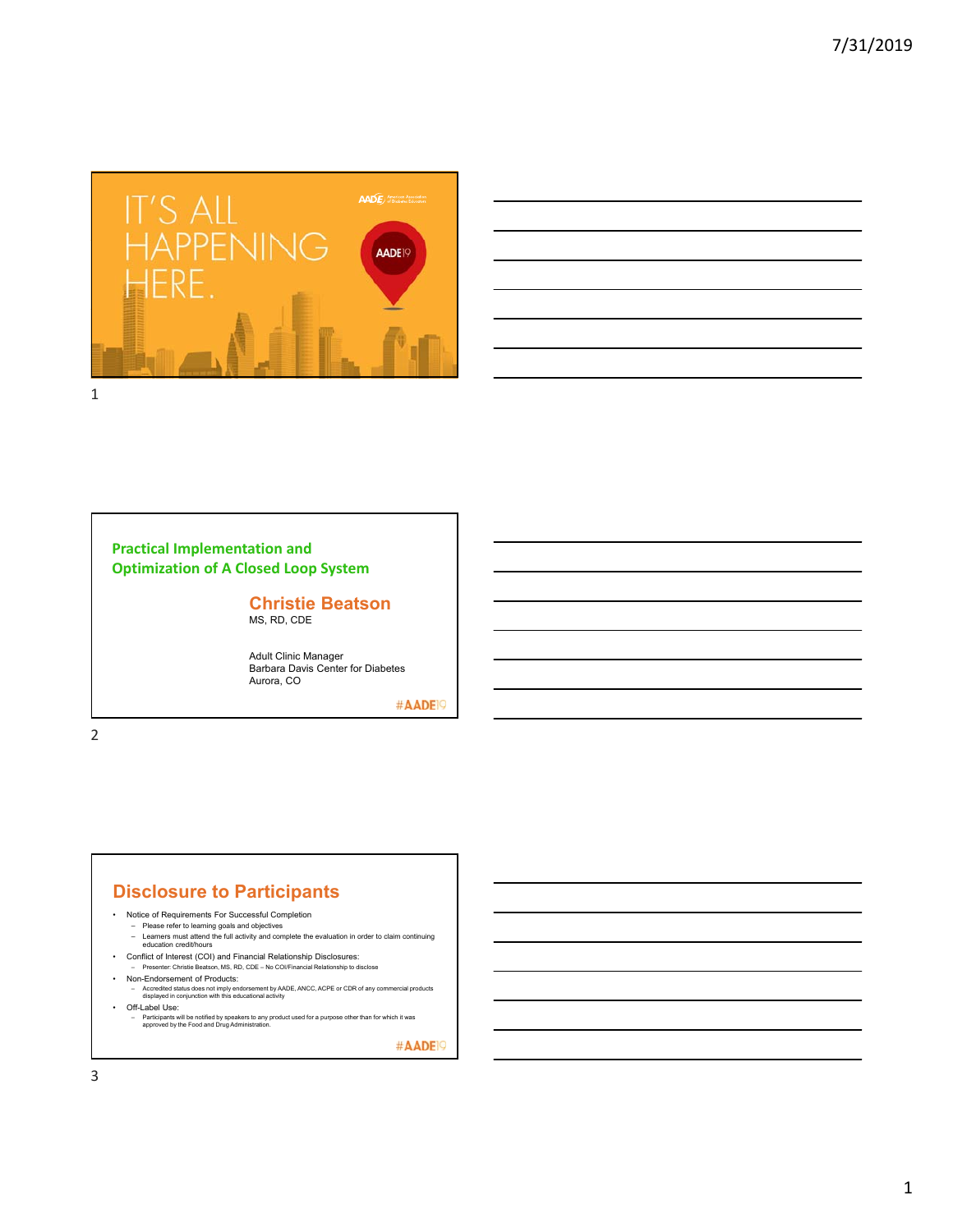IT'S ALL HAPPENING HERE.

AADE19

## Practical Implementation and Optimization of A Closed Loop System

**Christie Beatson**
MS, RD, CDE

Adult Clinic Manager
Barbara Davis Center for Diabetes
Aurora, CO

#AADE19

## Disclosure to Participants

- Notice of Requirements For Successful Completion
  - Please refer to learning goals and objectives
  - Learners must attend the full activity and complete the evaluation in order to claim continuing education credit/hours
- Conflict of Interest (COI) and Financial Relationship Disclosures:
  - Presenter: Christie Beatson, MS, RD, CDE – No COI/Financial Relationship to disclose
- Non-Endorsement of Products:
  - Accredited status does not imply endorsement by AADE, ANCC, ACPE or CDR of any commercial products displayed in conjunction with this educational activity
- Off-Label Use:
  - Participants will be notified by speakers to any product used for a purpose other than for which it was approved by the Food and Drug Administration.

#AADE19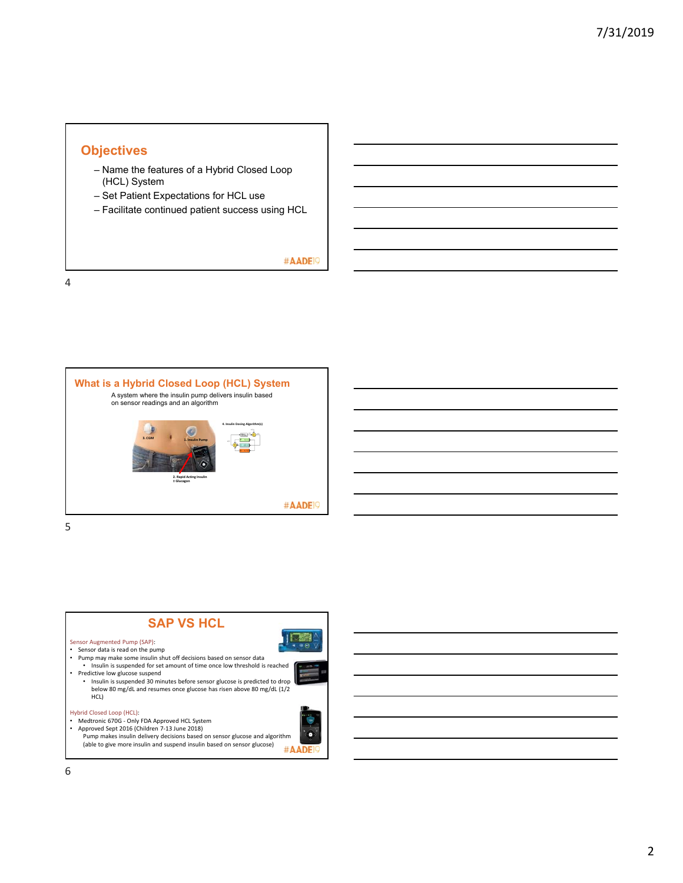## Objectives

- Name the features of a Hybrid Closed Loop (HCL) System
- Set Patient Expectations for HCL use
- Facilitate continued patient success using HCL

#AADE19

## What is a Hybrid Closed Loop (HCL) System

A system where the insulin pump delivers insulin based on sensor readings and an algorithm

3. CGM

1. Insulin Pump

2. Rapid Acting Insulin ± Glucagon

4. Insulin Dosing Algorithm(s)

#AADE19

## SAP VS HCL

Sensor Augmented Pump (SAP):

- Sensor data is read on the pump
- Pump may make some insulin shut off decisions based on sensor data
  - Insulin is suspended for set amount of time once low threshold is reached
- Predictive low glucose suspend
  - Insulin is suspended 30 minutes before sensor glucose is predicted to drop below 80 mg/dL and resumes once glucose has risen above 80 mg/dL (1/2 HCL)

Hybrid Closed Loop (HCL):

- Medtronic 670G - Only FDA Approved HCL System
- Approved Sept 2016 (Children 7-13 June 2018)

  Pump makes insulin delivery decisions based on sensor glucose and algorithm (able to give more insulin and suspend insulin based on sensor glucose)

#AADE19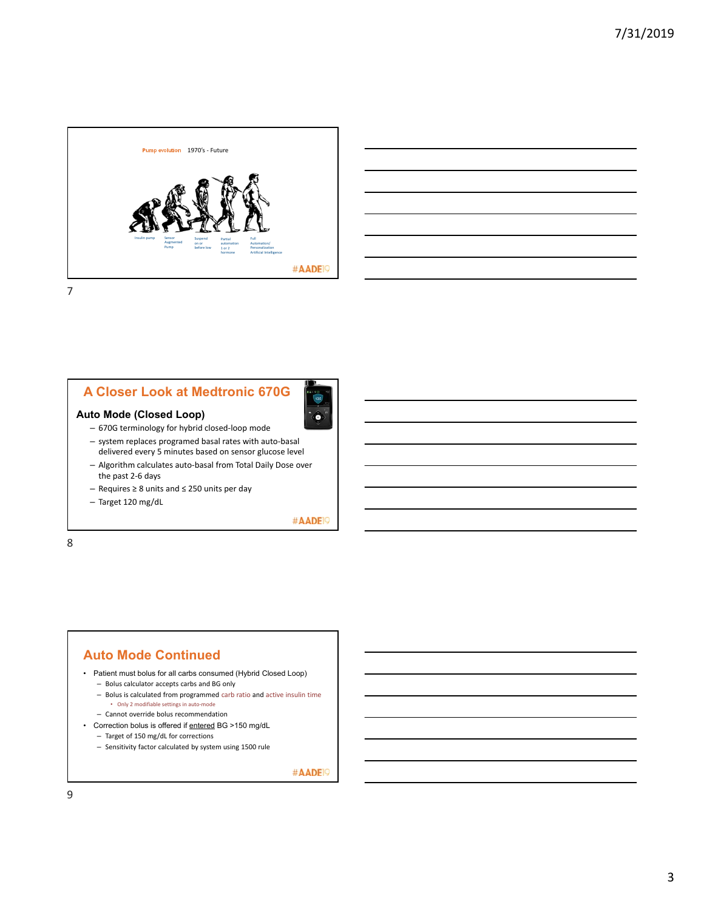Pump evolution 1970's - Future

Insulin pump — Sensor Augmented Pump — Suspend on or before low — Partial automation 1 or 2 hormone — Full Automation/ Personalization Artificial Intelligence

#AADE19

## A Closer Look at Medtronic 670G

### Auto Mode (Closed Loop)

- 670G terminology for hybrid closed-loop mode
- system replaces programed basal rates with auto-basal delivered every 5 minutes based on sensor glucose level
- Algorithm calculates auto-basal from Total Daily Dose over the past 2-6 days
- Requires ≥ 8 units and ≤ 250 units per day
- Target 120 mg/dL

#AADE19

## Auto Mode Continued

- Patient must bolus for all carbs consumed (Hybrid Closed Loop)
  - Bolus calculator accepts carbs and BG only
  - Bolus is calculated from programmed carb ratio and active insulin time
    - Only 2 modifiable settings in auto-mode
  - Cannot override bolus recommendation
- Correction bolus is offered if <u>entered</u> BG >150 mg/dL
  - Target of 150 mg/dL for corrections
  - Sensitivity factor calculated by system using 1500 rule

#AADE19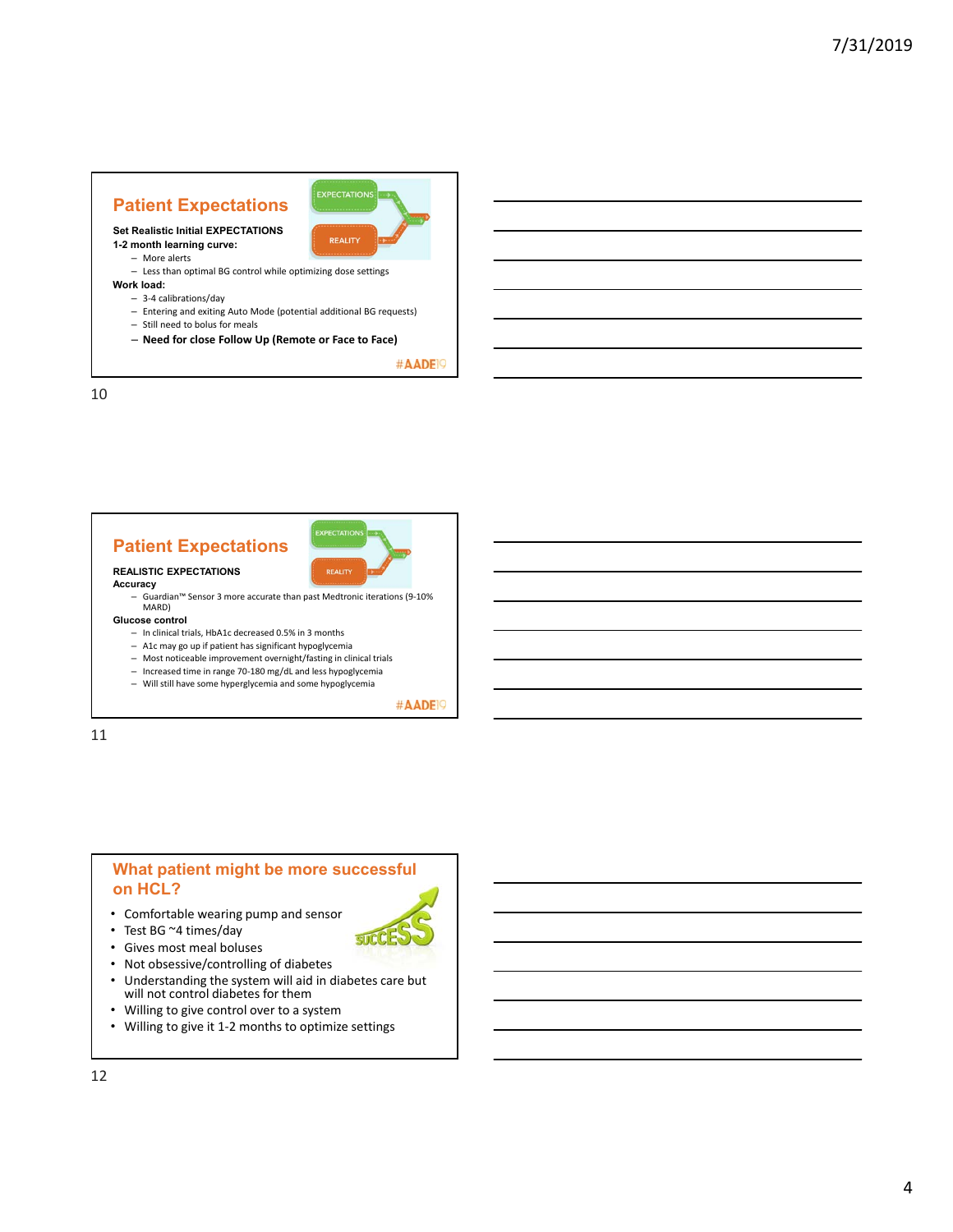## Patient Expectations

**Set Realistic Initial EXPECTATIONS**
**1-2 month learning curve:**
- More alerts
- Less than optimal BG control while optimizing dose settings

**Work load:**
- 3-4 calibrations/day
- Entering and exiting Auto Mode (potential additional BG requests)
- Still need to bolus for meals
- **Need for close Follow Up (Remote or Face to Face)**

#AADE19

## Patient Expectations

**REALISTIC EXPECTATIONS**
**Accuracy**
- Guardian™ Sensor 3 more accurate than past Medtronic iterations (9-10% MARD)

**Glucose control**
- In clinical trials, HbA1c decreased 0.5% in 3 months
- A1c may go up if patient has significant hypoglycemia
- Most noticeable improvement overnight/fasting in clinical trials
- Increased time in range 70-180 mg/dL and less hypoglycemia
- Will still have some hyperglycemia and some hypoglycemia

#AADE19

## What patient might be more successful on HCL?

- Comfortable wearing pump and sensor
- Test BG ~4 times/day
- Gives most meal boluses
- Not obsessive/controlling of diabetes
- Understanding the system will aid in diabetes care but will not control diabetes for them
- Willing to give control over to a system
- Willing to give it 1-2 months to optimize settings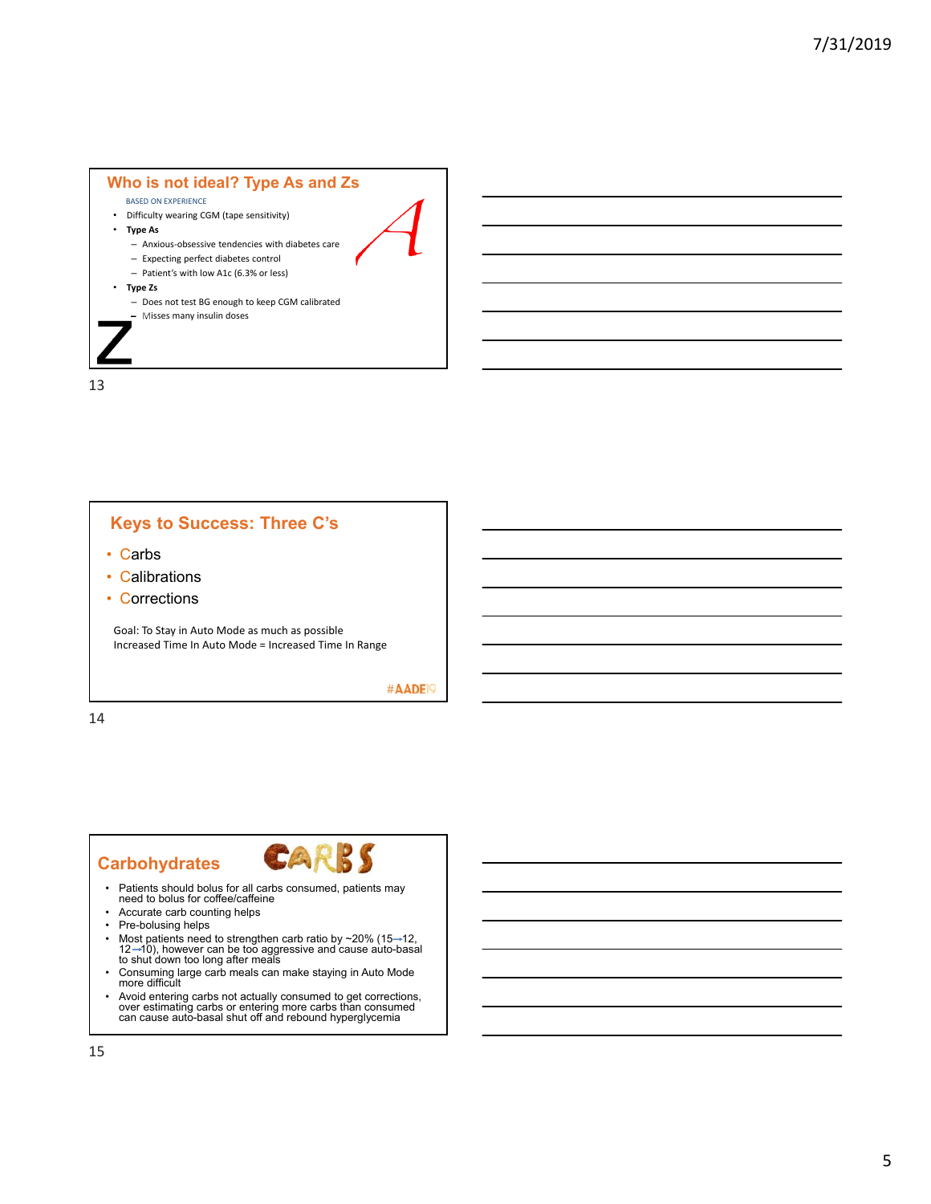## Who is not ideal? Type As and Zs

BASED ON EXPERIENCE

- Difficulty wearing CGM (tape sensitivity)
- **Type As**
  - Anxious-obsessive tendencies with diabetes care
  - Expecting perfect diabetes control
  - Patient's with low A1c (6.3% or less)
- **Type Zs**
  - Does not test BG enough to keep CGM calibrated
  - Misses many insulin doses

## Keys to Success: Three C's

- Carbs
- Calibrations
- Corrections

Goal: To Stay in Auto Mode as much as possible
Increased Time In Auto Mode = Increased Time In Range

#AADE19

## Carbohydrates

- Patients should bolus for all carbs consumed, patients may need to bolus for coffee/caffeine
- Accurate carb counting helps
- Pre-bolusing helps
- Most patients need to strengthen carb ratio by ~20% (15→12, 12→10), however can be too aggressive and cause auto-basal to shut down too long after meals
- Consuming large carb meals can make staying in Auto Mode more difficult
- Avoid entering carbs not actually consumed to get corrections, over estimating carbs or entering more carbs than consumed can cause auto-basal shut off and rebound hyperglycemia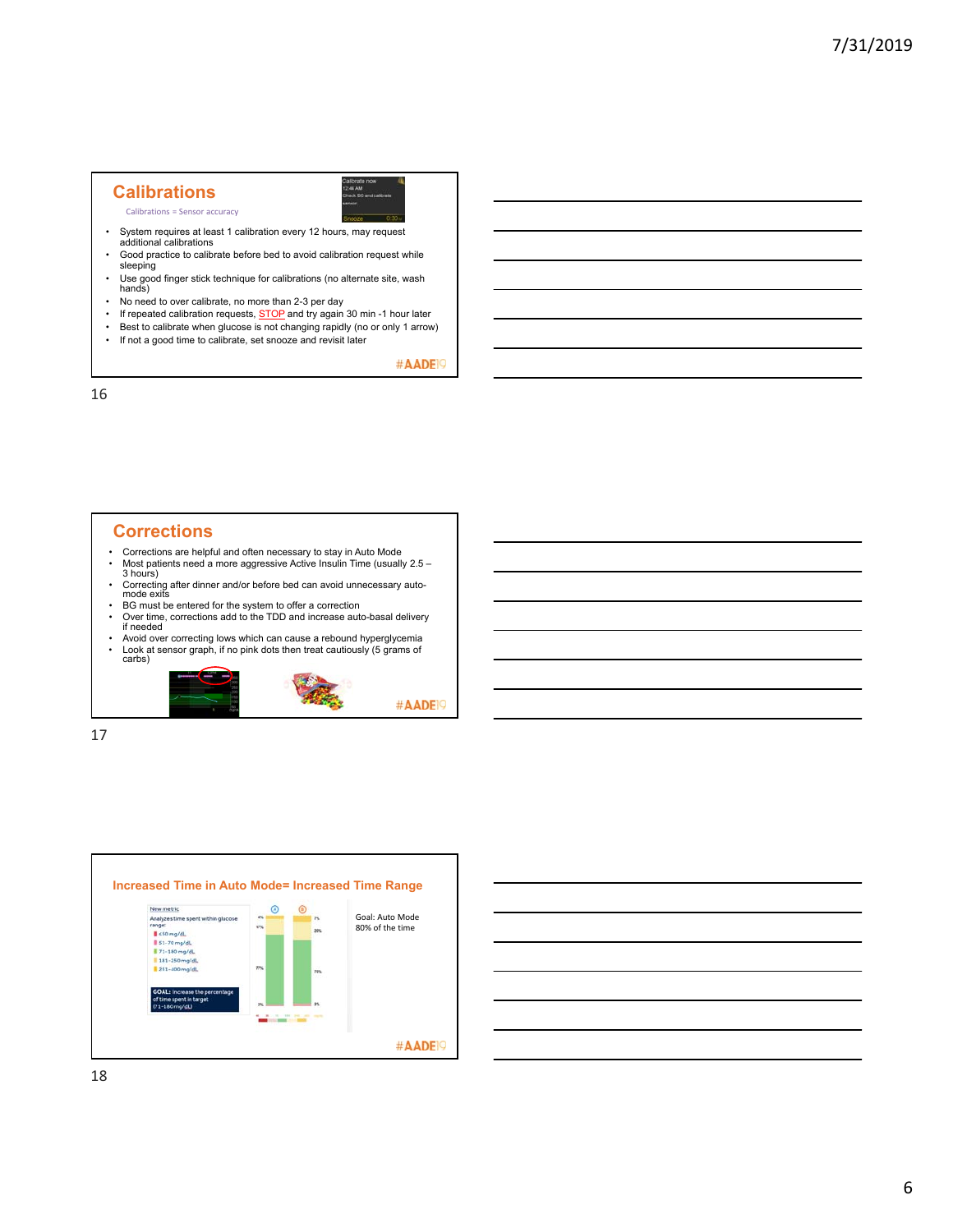## Calibrations

Calibrations = Sensor accuracy

Calibrate now
12:44 AM
Check BG and calibrate sensor
Snooze 0:30

- System requires at least 1 calibration every 12 hours, may request additional calibrations
- Good practice to calibrate before bed to avoid calibration request while sleeping
- Use good finger stick technique for calibrations (no alternate site, wash hands)
- No need to over calibrate, no more than 2-3 per day
- If repeated calibration requests, STOP and try again 30 min -1 hour later
- Best to calibrate when glucose is not changing rapidly (no or only 1 arrow)
- If not a good time to calibrate, set snooze and revisit later

#AADE19

## Corrections

- Corrections are helpful and often necessary to stay in Auto Mode
- Most patients need a more aggressive Active Insulin Time (usually 2.5 – 3 hours)
- Correcting after dinner and/or before bed can avoid unnecessary auto-mode exits
- BG must be entered for the system to offer a correction
- Over time, corrections add to the TDD and increase auto-basal delivery if needed
- Avoid over correcting lows which can cause a rebound hyperglycemia
- Look at sensor graph, if no pink dots then treat cautiously (5 grams of carbs)

#AADE19

## Increased Time in Auto Mode= Increased Time Range

New metric
Analyzes time spent within glucose range:
- <50 mg/dL
- 51–70 mg/dL
- 71–180 mg/dL
- 181–250 mg/dL
- 251–400 mg/dL

GOAL: Increase the percentage of time spent in target (71–180 mg/dL)

Goal: Auto Mode 80% of the time

#AADE19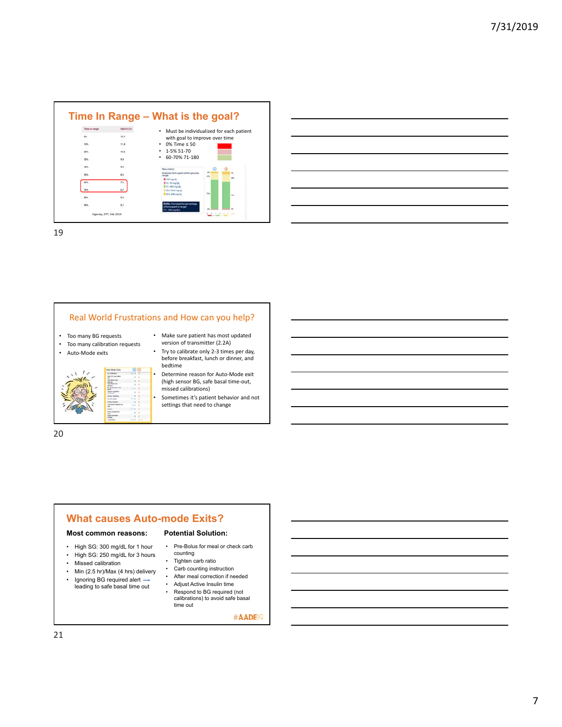## Time In Range – What is the goal?

| Time-in-range | HbA1C(%) |
|---|---|
| 0% | 12.1 |
| 10% | 11.4 |
| 20% | 10.6 |
| 30% | 9.8 |
| 40% | 9.0 |
| 50% | 8.3 |
| 60% | 7.5 |
| 70% | 6.7 |
| 80% | 6.0 |
| 90% | 5.1 |

Vigersky, DTT, Feb 2019

- Must be individualized for each patient with goal to improve over time
- 0% Time ≤ 50
- 1-5% 51-70
- 60-70% 71-180

## Real World Frustrations and How can you help?

- Too many BG requests
- Too many calibration requests
- Auto-Mode exits

- Make sure patient has most updated version of transmitter (2.2A)
- Try to calibrate only 2-3 times per day, before breakfast, lunch or dinner, and bedtime
- Determine reason for Auto-Mode exit (high sensor BG, safe basal time-out, missed calibrations)
- Sometimes it's patient behavior and not settings that need to change

## What causes Auto-mode Exits?

**Most common reasons:**

- High SG: 300 mg/dL for 1 hour
- High SG: 250 mg/dL for 3 hours
- Missed calibration
- Min (2.5 hr)/Max (4 hrs) delivery
- Ignoring BG required alert ⟶ leading to safe basal time out

**Potential Solution:**

- Pre-Bolus for meal or check carb counting
- Tighten carb ratio
- Carb counting instruction
- After meal correction if needed
- Adjust Active Insulin time
- Respond to BG required (not calibrations) to avoid safe basal time out

#AADE19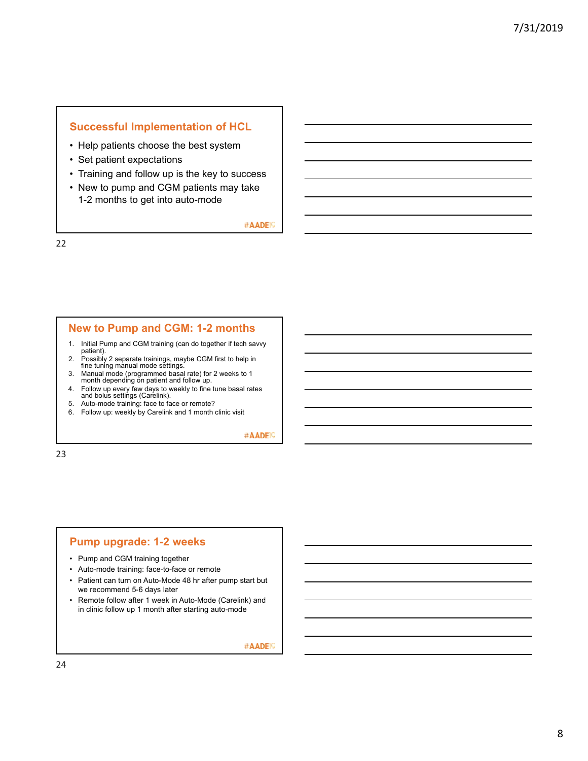## Successful Implementation of HCL

- Help patients choose the best system
- Set patient expectations
- Training and follow up is the key to success
- New to pump and CGM patients may take 1-2 months to get into auto-mode

#AADE19

## New to Pump and CGM: 1-2 months

1. Initial Pump and CGM training (can do together if tech savvy patient).
2. Possibly 2 separate trainings, maybe CGM first to help in fine tuning manual mode settings.
3. Manual mode (programmed basal rate) for 2 weeks to 1 month depending on patient and follow up.
4. Follow up every few days to weekly to fine tune basal rates and bolus settings (Carelink).
5. Auto-mode training: face to face or remote?
6. Follow up: weekly by Carelink and 1 month clinic visit

#AADE19

## Pump upgrade: 1-2 weeks

- Pump and CGM training together
- Auto-mode training: face-to-face or remote
- Patient can turn on Auto-Mode 48 hr after pump start but we recommend 5-6 days later
- Remote follow after 1 week in Auto-Mode (Carelink) and in clinic follow up 1 month after starting auto-mode

#AADE19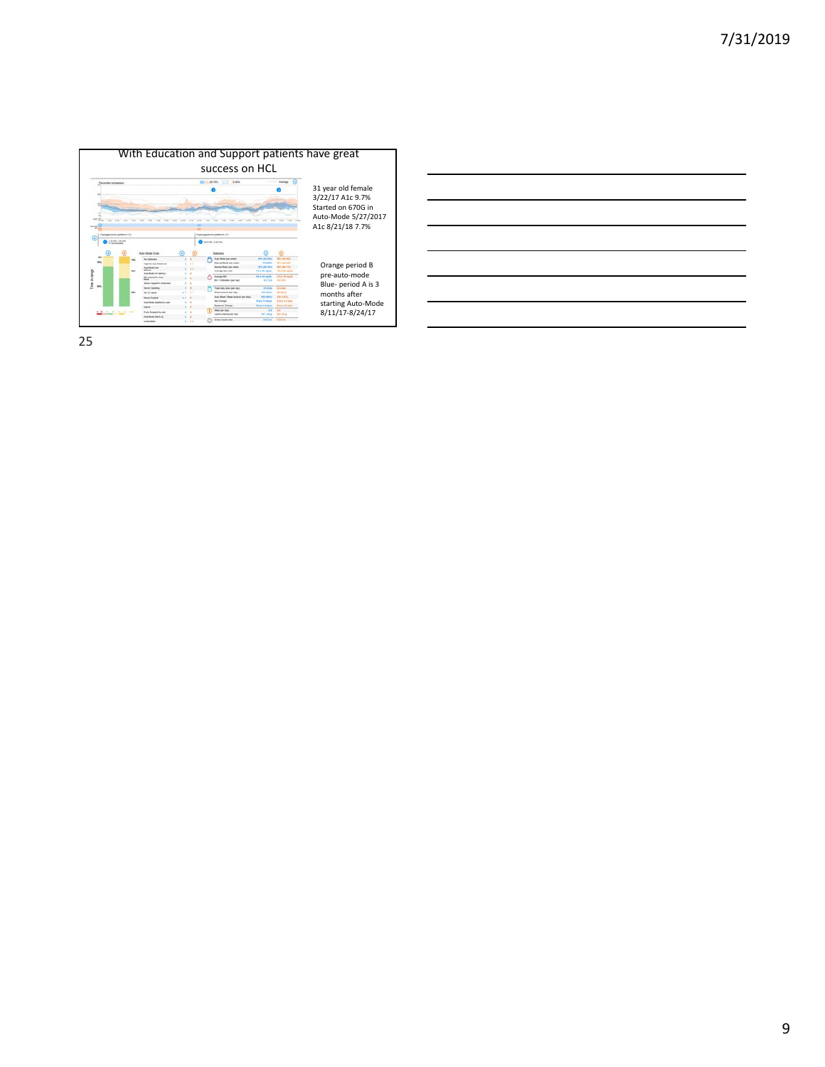## With Education and Support patients have great success on HCL

31 year old female
3/22/17 A1c 9.7%
Started on 670G in Auto-Mode 5/27/2017
A1c 8/21/18 7.7%

Orange period B pre-auto-mode
Blue- period A is 3 months after starting Auto-Mode 8/11/17-8/24/17